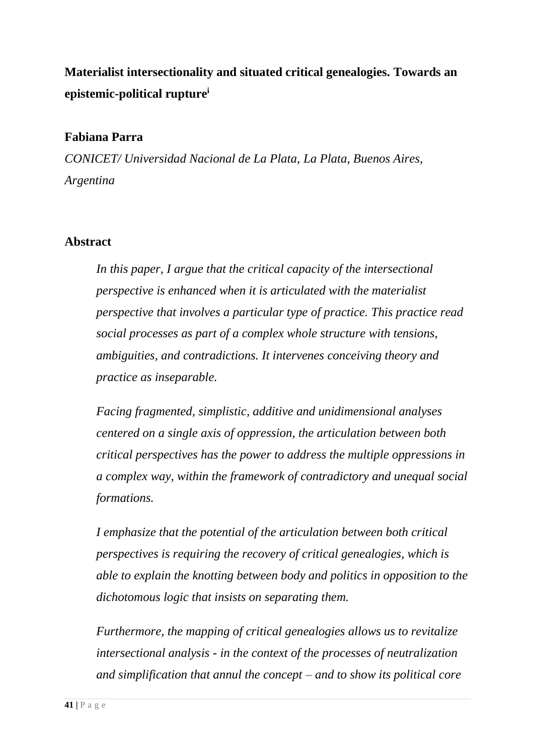# Materialist intersectionality and situated critical genealogies. Towards an epistemic-political rupture[i]

**Fabiana Parra**

*CONICET/ Universidad Nacional de La Plata, La Plata, Buenos Aires, Argentina*

## Abstract

*In this paper, I argue that the critical capacity of the intersectional perspective is enhanced when it is articulated with the materialist perspective that involves a particular type of practice. This practice read social processes as part of a complex whole structure with tensions, ambiguities, and contradictions. It intervenes conceiving theory and practice as inseparable.*

*Facing fragmented, simplistic, additive and unidimensional analyses centered on a single axis of oppression, the articulation between both critical perspectives has the power to address the multiple oppressions in a complex way, within the framework of contradictory and unequal social formations.*

*I emphasize that the potential of the articulation between both critical perspectives is requiring the recovery of critical genealogies, which is able to explain the knotting between body and politics in opposition to the dichotomous logic that insists on separating them.*

*Furthermore, the mapping of critical genealogies allows us to revitalize intersectional analysis - in the context of the processes of neutralization and simplification that annul the concept – and to show its political core*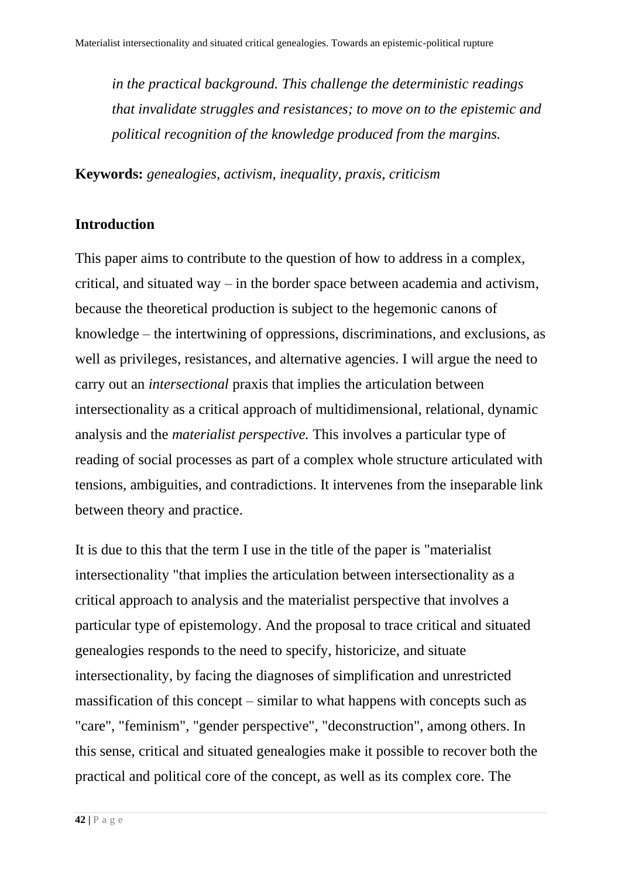*in the practical background. This challenge the deterministic readings that invalidate struggles and resistances; to move on to the epistemic and political recognition of the knowledge produced from the margins.*

**Keywords:** *genealogies, activism, inequality, praxis, criticism*

## Introduction

This paper aims to contribute to the question of how to address in a complex, critical, and situated way – in the border space between academia and activism, because the theoretical production is subject to the hegemonic canons of knowledge – the intertwining of oppressions, discriminations, and exclusions, as well as privileges, resistances, and alternative agencies. I will argue the need to carry out an *intersectional* praxis that implies the articulation between intersectionality as a critical approach of multidimensional, relational, dynamic analysis and the *materialist perspective.* This involves a particular type of reading of social processes as part of a complex whole structure articulated with tensions, ambiguities, and contradictions. It intervenes from the inseparable link between theory and practice.

It is due to this that the term I use in the title of the paper is "materialist intersectionality "that implies the articulation between intersectionality as a critical approach to analysis and the materialist perspective that involves a particular type of epistemology. And the proposal to trace critical and situated genealogies responds to the need to specify, historicize, and situate intersectionality, by facing the diagnoses of simplification and unrestricted massification of this concept – similar to what happens with concepts such as "care", "feminism", "gender perspective", "deconstruction", among others. In this sense, critical and situated genealogies make it possible to recover both the practical and political core of the concept, as well as its complex core. The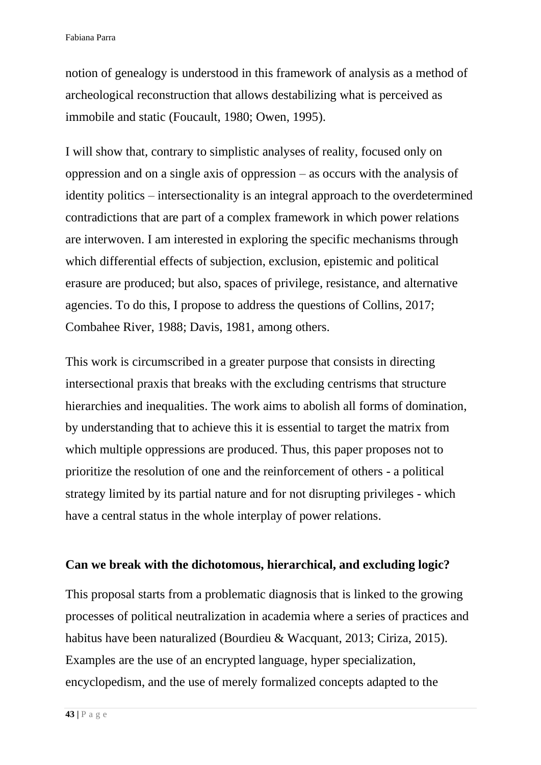notion of genealogy is understood in this framework of analysis as a method of archeological reconstruction that allows destabilizing what is perceived as immobile and static (Foucault, 1980; Owen, 1995).

I will show that, contrary to simplistic analyses of reality, focused only on oppression and on a single axis of oppression – as occurs with the analysis of identity politics – intersectionality is an integral approach to the overdetermined contradictions that are part of a complex framework in which power relations are interwoven. I am interested in exploring the specific mechanisms through which differential effects of subjection, exclusion, epistemic and political erasure are produced; but also, spaces of privilege, resistance, and alternative agencies. To do this, I propose to address the questions of Collins, 2017; Combahee River, 1988; Davis, 1981, among others.

This work is circumscribed in a greater purpose that consists in directing intersectional praxis that breaks with the excluding centrisms that structure hierarchies and inequalities. The work aims to abolish all forms of domination, by understanding that to achieve this it is essential to target the matrix from which multiple oppressions are produced. Thus, this paper proposes not to prioritize the resolution of one and the reinforcement of others - a political strategy limited by its partial nature and for not disrupting privileges - which have a central status in the whole interplay of power relations.

## Can we break with the dichotomous, hierarchical, and excluding logic?

This proposal starts from a problematic diagnosis that is linked to the growing processes of political neutralization in academia where a series of practices and habitus have been naturalized (Bourdieu & Wacquant, 2013; Ciriza, 2015). Examples are the use of an encrypted language, hyper specialization, encyclopedism, and the use of merely formalized concepts adapted to the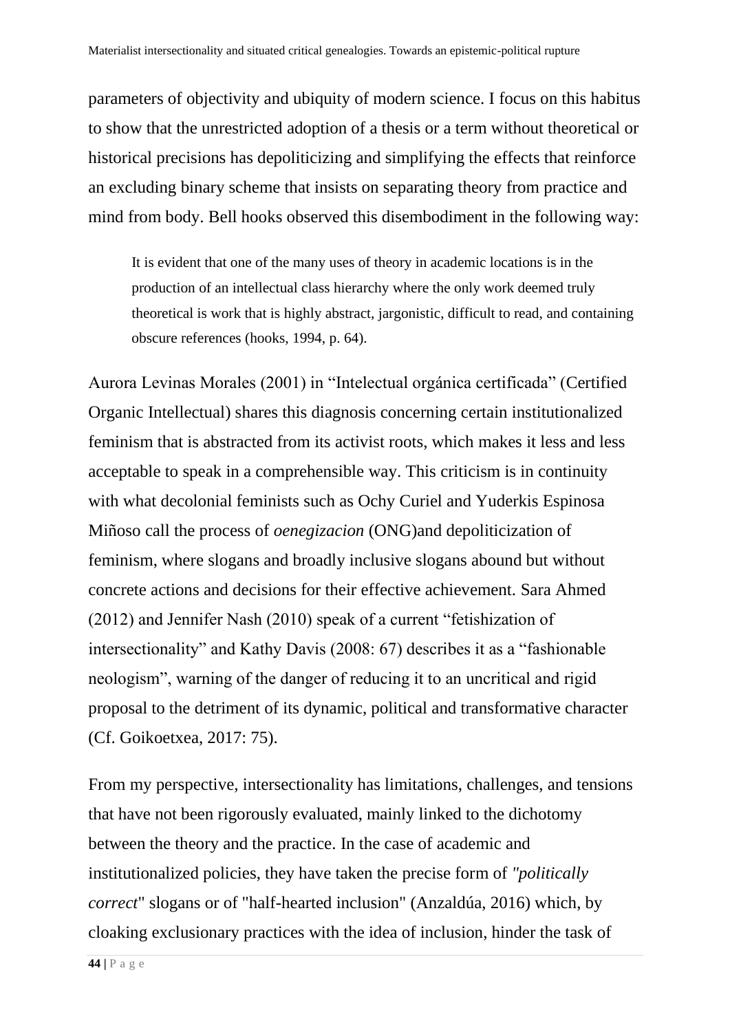parameters of objectivity and ubiquity of modern science. I focus on this habitus to show that the unrestricted adoption of a thesis or a term without theoretical or historical precisions has depoliticizing and simplifying the effects that reinforce an excluding binary scheme that insists on separating theory from practice and mind from body. Bell hooks observed this disembodiment in the following way:

> It is evident that one of the many uses of theory in academic locations is in the production of an intellectual class hierarchy where the only work deemed truly theoretical is work that is highly abstract, jargonistic, difficult to read, and containing obscure references (hooks, 1994, p. 64).

Aurora Levinas Morales (2001) in "Intelectual orgánica certificada" (Certified Organic Intellectual) shares this diagnosis concerning certain institutionalized feminism that is abstracted from its activist roots, which makes it less and less acceptable to speak in a comprehensible way. This criticism is in continuity with what decolonial feminists such as Ochy Curiel and Yuderkis Espinosa Miñoso call the process of *oenegizacion* (ONG)and depoliticization of feminism, where slogans and broadly inclusive slogans abound but without concrete actions and decisions for their effective achievement. Sara Ahmed (2012) and Jennifer Nash (2010) speak of a current "fetishization of intersectionality" and Kathy Davis (2008: 67) describes it as a "fashionable neologism", warning of the danger of reducing it to an uncritical and rigid proposal to the detriment of its dynamic, political and transformative character (Cf. Goikoetxea, 2017: 75).

From my perspective, intersectionality has limitations, challenges, and tensions that have not been rigorously evaluated, mainly linked to the dichotomy between the theory and the practice. In the case of academic and institutionalized policies, they have taken the precise form of *"politically correct*" slogans or of "half-hearted inclusion" (Anzaldúa, 2016) which, by cloaking exclusionary practices with the idea of inclusion, hinder the task of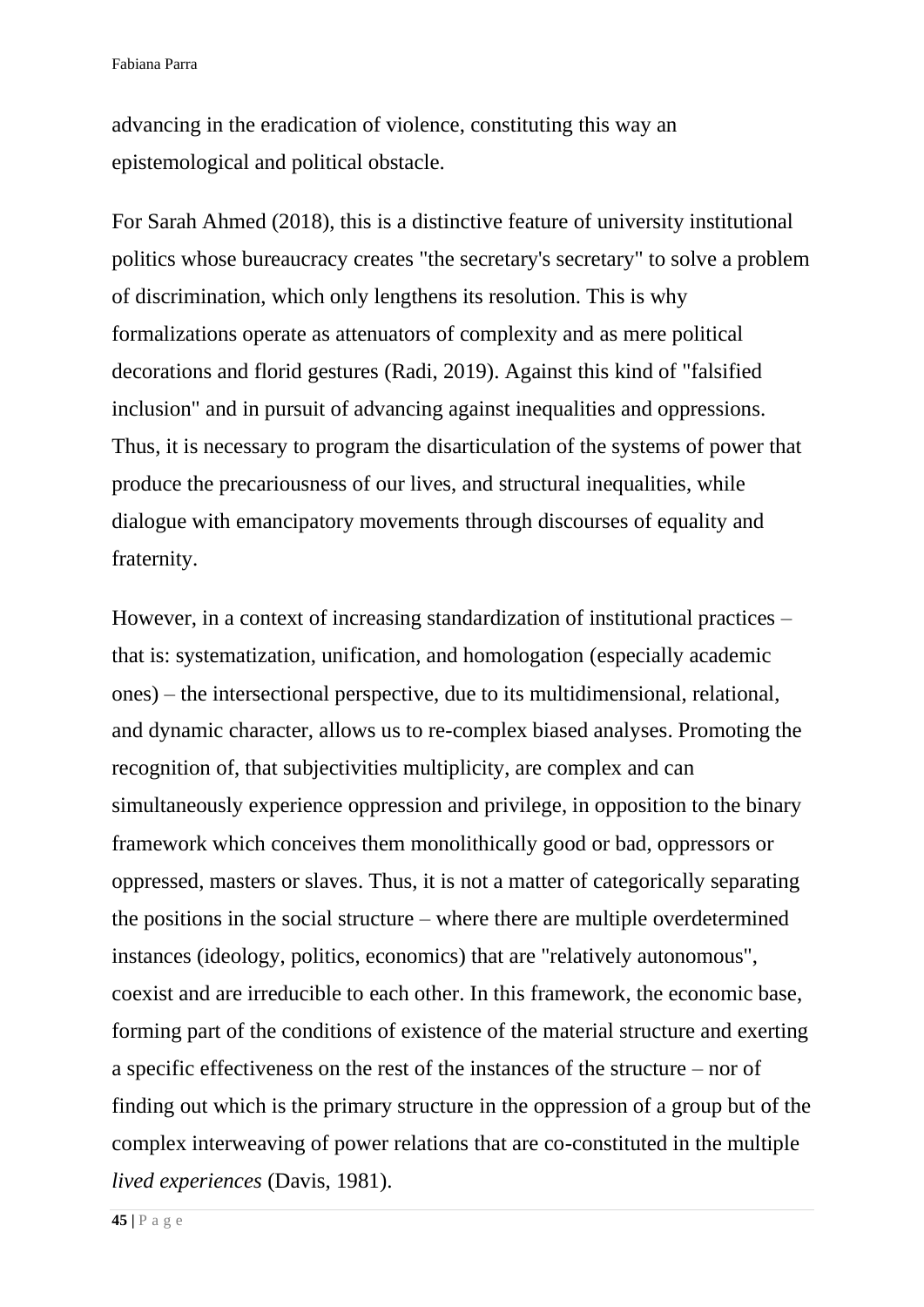advancing in the eradication of violence, constituting this way an epistemological and political obstacle.

For Sarah Ahmed (2018), this is a distinctive feature of university institutional politics whose bureaucracy creates "the secretary's secretary" to solve a problem of discrimination, which only lengthens its resolution. This is why formalizations operate as attenuators of complexity and as mere political decorations and florid gestures (Radi, 2019). Against this kind of "falsified inclusion" and in pursuit of advancing against inequalities and oppressions. Thus, it is necessary to program the disarticulation of the systems of power that produce the precariousness of our lives, and structural inequalities, while dialogue with emancipatory movements through discourses of equality and fraternity.

However, in a context of increasing standardization of institutional practices – that is: systematization, unification, and homologation (especially academic ones) – the intersectional perspective, due to its multidimensional, relational, and dynamic character, allows us to re-complex biased analyses. Promoting the recognition of, that subjectivities multiplicity, are complex and can simultaneously experience oppression and privilege, in opposition to the binary framework which conceives them monolithically good or bad, oppressors or oppressed, masters or slaves. Thus, it is not a matter of categorically separating the positions in the social structure – where there are multiple overdetermined instances (ideology, politics, economics) that are "relatively autonomous", coexist and are irreducible to each other. In this framework, the economic base, forming part of the conditions of existence of the material structure and exerting a specific effectiveness on the rest of the instances of the structure – nor of finding out which is the primary structure in the oppression of a group but of the complex interweaving of power relations that are co-constituted in the multiple *lived experiences* (Davis, 1981).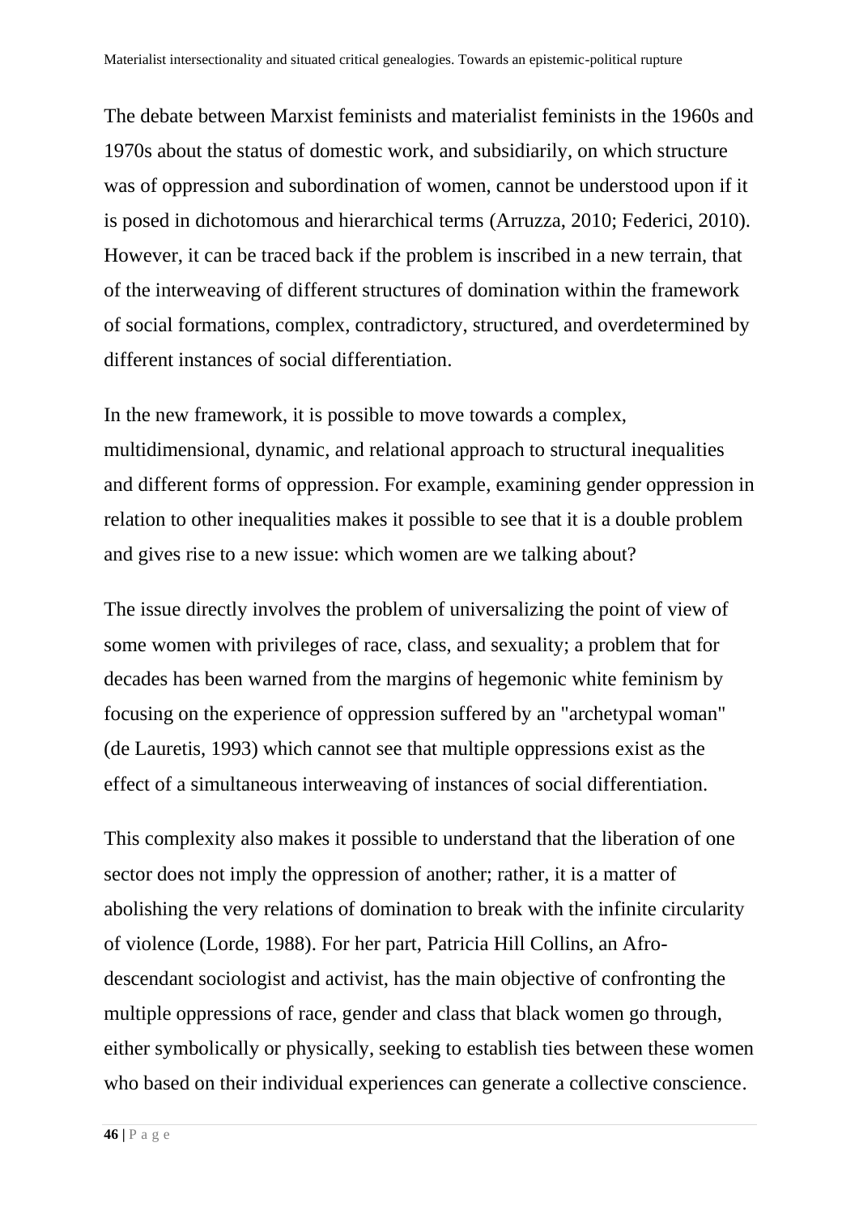The debate between Marxist feminists and materialist feminists in the 1960s and 1970s about the status of domestic work, and subsidiarily, on which structure was of oppression and subordination of women, cannot be understood upon if it is posed in dichotomous and hierarchical terms (Arruzza, 2010; Federici, 2010). However, it can be traced back if the problem is inscribed in a new terrain, that of the interweaving of different structures of domination within the framework of social formations, complex, contradictory, structured, and overdetermined by different instances of social differentiation.

In the new framework, it is possible to move towards a complex, multidimensional, dynamic, and relational approach to structural inequalities and different forms of oppression. For example, examining gender oppression in relation to other inequalities makes it possible to see that it is a double problem and gives rise to a new issue: which women are we talking about?

The issue directly involves the problem of universalizing the point of view of some women with privileges of race, class, and sexuality; a problem that for decades has been warned from the margins of hegemonic white feminism by focusing on the experience of oppression suffered by an "archetypal woman" (de Lauretis, 1993) which cannot see that multiple oppressions exist as the effect of a simultaneous interweaving of instances of social differentiation.

This complexity also makes it possible to understand that the liberation of one sector does not imply the oppression of another; rather, it is a matter of abolishing the very relations of domination to break with the infinite circularity of violence (Lorde, 1988). For her part, Patricia Hill Collins, an Afro-descendant sociologist and activist, has the main objective of confronting the multiple oppressions of race, gender and class that black women go through, either symbolically or physically, seeking to establish ties between these women who based on their individual experiences can generate a collective conscience.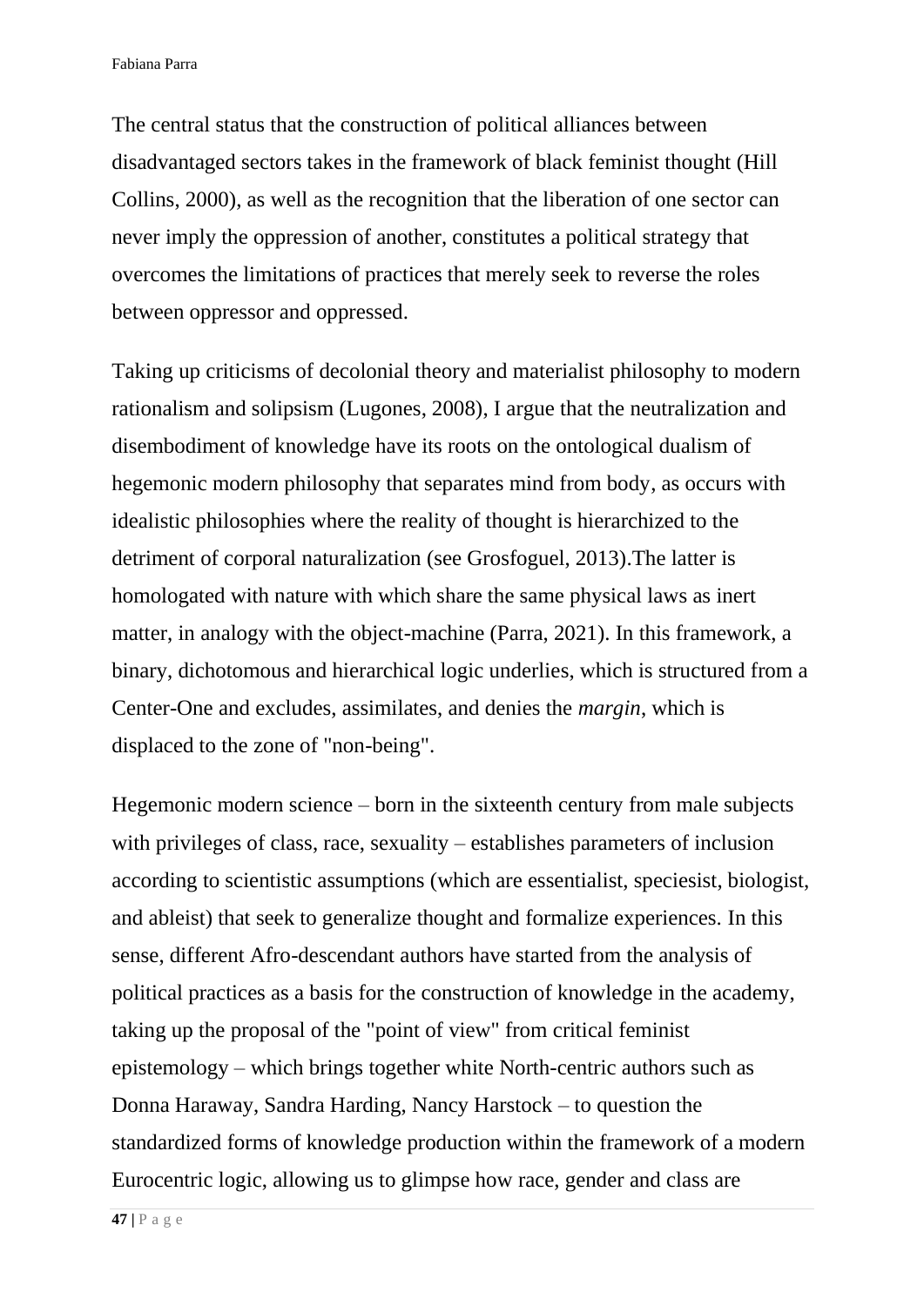The central status that the construction of political alliances between disadvantaged sectors takes in the framework of black feminist thought (Hill Collins, 2000), as well as the recognition that the liberation of one sector can never imply the oppression of another, constitutes a political strategy that overcomes the limitations of practices that merely seek to reverse the roles between oppressor and oppressed.

Taking up criticisms of decolonial theory and materialist philosophy to modern rationalism and solipsism (Lugones, 2008), I argue that the neutralization and disembodiment of knowledge have its roots on the ontological dualism of hegemonic modern philosophy that separates mind from body, as occurs with idealistic philosophies where the reality of thought is hierarchized to the detriment of corporal naturalization (see Grosfoguel, 2013).The latter is homologated with nature with which share the same physical laws as inert matter, in analogy with the object-machine (Parra, 2021). In this framework, a binary, dichotomous and hierarchical logic underlies, which is structured from a Center-One and excludes, assimilates, and denies the *margin*, which is displaced to the zone of "non-being".

Hegemonic modern science – born in the sixteenth century from male subjects with privileges of class, race, sexuality – establishes parameters of inclusion according to scientistic assumptions (which are essentialist, speciesist, biologist, and ableist) that seek to generalize thought and formalize experiences. In this sense, different Afro-descendant authors have started from the analysis of political practices as a basis for the construction of knowledge in the academy, taking up the proposal of the "point of view" from critical feminist epistemology – which brings together white North-centric authors such as Donna Haraway, Sandra Harding, Nancy Harstock – to question the standardized forms of knowledge production within the framework of a modern Eurocentric logic, allowing us to glimpse how race, gender and class are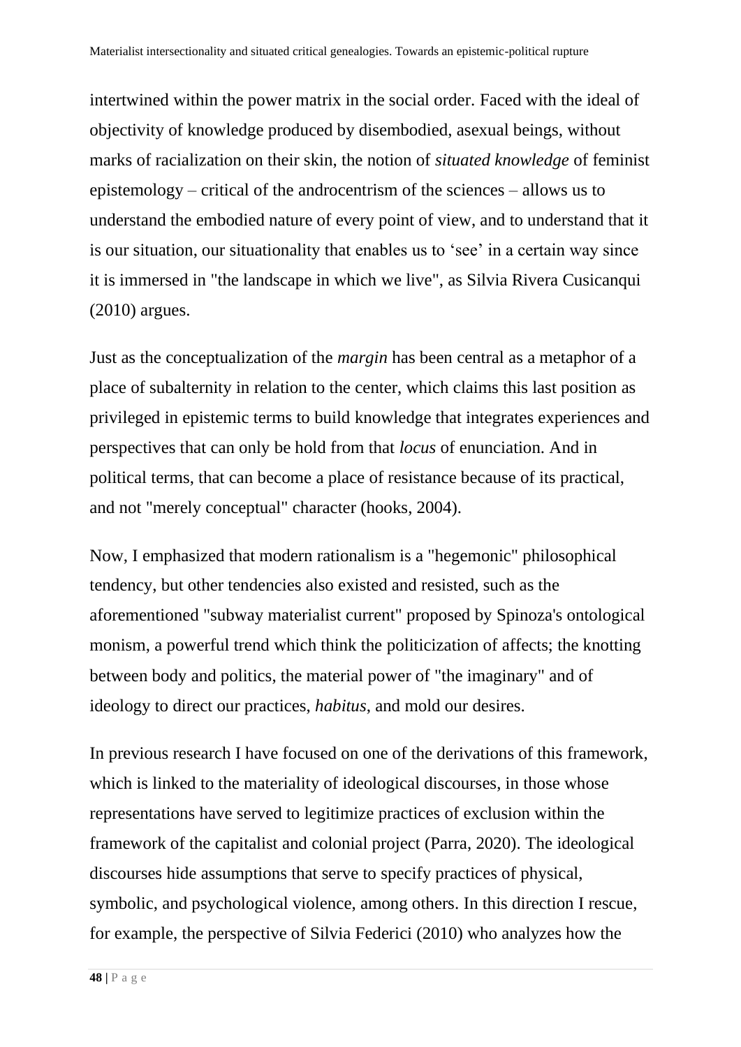intertwined within the power matrix in the social order. Faced with the ideal of objectivity of knowledge produced by disembodied, asexual beings, without marks of racialization on their skin, the notion of *situated knowledge* of feminist epistemology – critical of the androcentrism of the sciences – allows us to understand the embodied nature of every point of view, and to understand that it is our situation, our situationality that enables us to 'see' in a certain way since it is immersed in "the landscape in which we live", as Silvia Rivera Cusicanqui (2010) argues.

Just as the conceptualization of the *margin* has been central as a metaphor of a place of subalternity in relation to the center, which claims this last position as privileged in epistemic terms to build knowledge that integrates experiences and perspectives that can only be hold from that *locus* of enunciation. And in political terms, that can become a place of resistance because of its practical, and not "merely conceptual" character (hooks, 2004).

Now, I emphasized that modern rationalism is a "hegemonic" philosophical tendency, but other tendencies also existed and resisted, such as the aforementioned "subway materialist current" proposed by Spinoza's ontological monism, a powerful trend which think the politicization of affects; the knotting between body and politics, the material power of "the imaginary" and of ideology to direct our practices, *habitus*, and mold our desires.

In previous research I have focused on one of the derivations of this framework, which is linked to the materiality of ideological discourses, in those whose representations have served to legitimize practices of exclusion within the framework of the capitalist and colonial project (Parra, 2020). The ideological discourses hide assumptions that serve to specify practices of physical, symbolic, and psychological violence, among others. In this direction I rescue, for example, the perspective of Silvia Federici (2010) who analyzes how the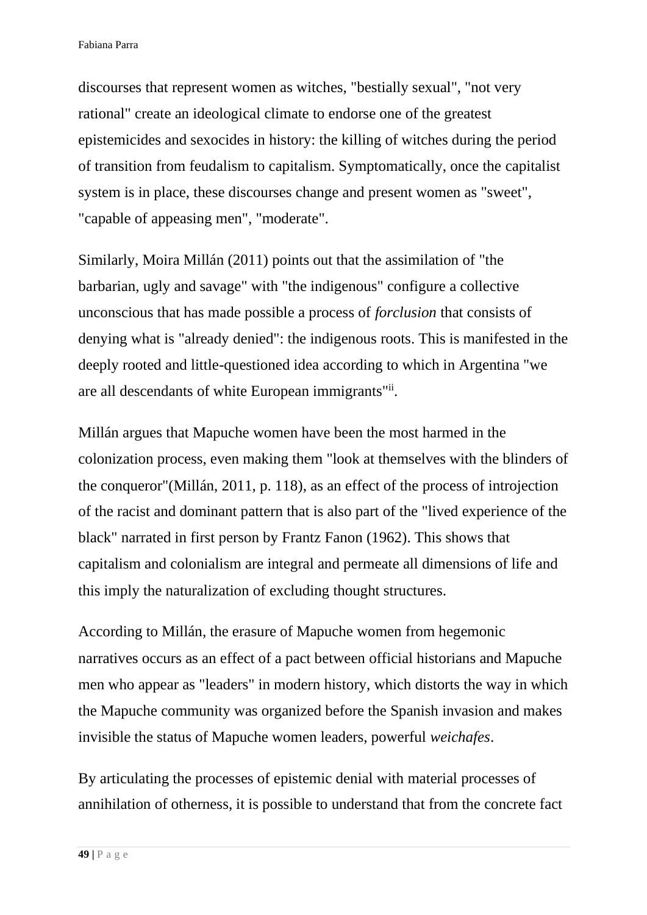discourses that represent women as witches, "bestially sexual", "not very rational" create an ideological climate to endorse one of the greatest epistemicides and sexocides in history: the killing of witches during the period of transition from feudalism to capitalism. Symptomatically, once the capitalist system is in place, these discourses change and present women as "sweet", "capable of appeasing men", "moderate".

Similarly, Moira Millán (2011) points out that the assimilation of "the barbarian, ugly and savage" with "the indigenous" configure a collective unconscious that has made possible a process of *forclusion* that consists of denying what is "already denied": the indigenous roots. This is manifested in the deeply rooted and little-questioned idea according to which in Argentina "we are all descendants of white European immigrants"[ii].

Millán argues that Mapuche women have been the most harmed in the colonization process, even making them "look at themselves with the blinders of the conqueror"(Millán, 2011, p. 118), as an effect of the process of introjection of the racist and dominant pattern that is also part of the "lived experience of the black" narrated in first person by Frantz Fanon (1962). This shows that capitalism and colonialism are integral and permeate all dimensions of life and this imply the naturalization of excluding thought structures.

According to Millán, the erasure of Mapuche women from hegemonic narratives occurs as an effect of a pact between official historians and Mapuche men who appear as "leaders" in modern history, which distorts the way in which the Mapuche community was organized before the Spanish invasion and makes invisible the status of Mapuche women leaders, powerful *weichafes*.

By articulating the processes of epistemic denial with material processes of annihilation of otherness, it is possible to understand that from the concrete fact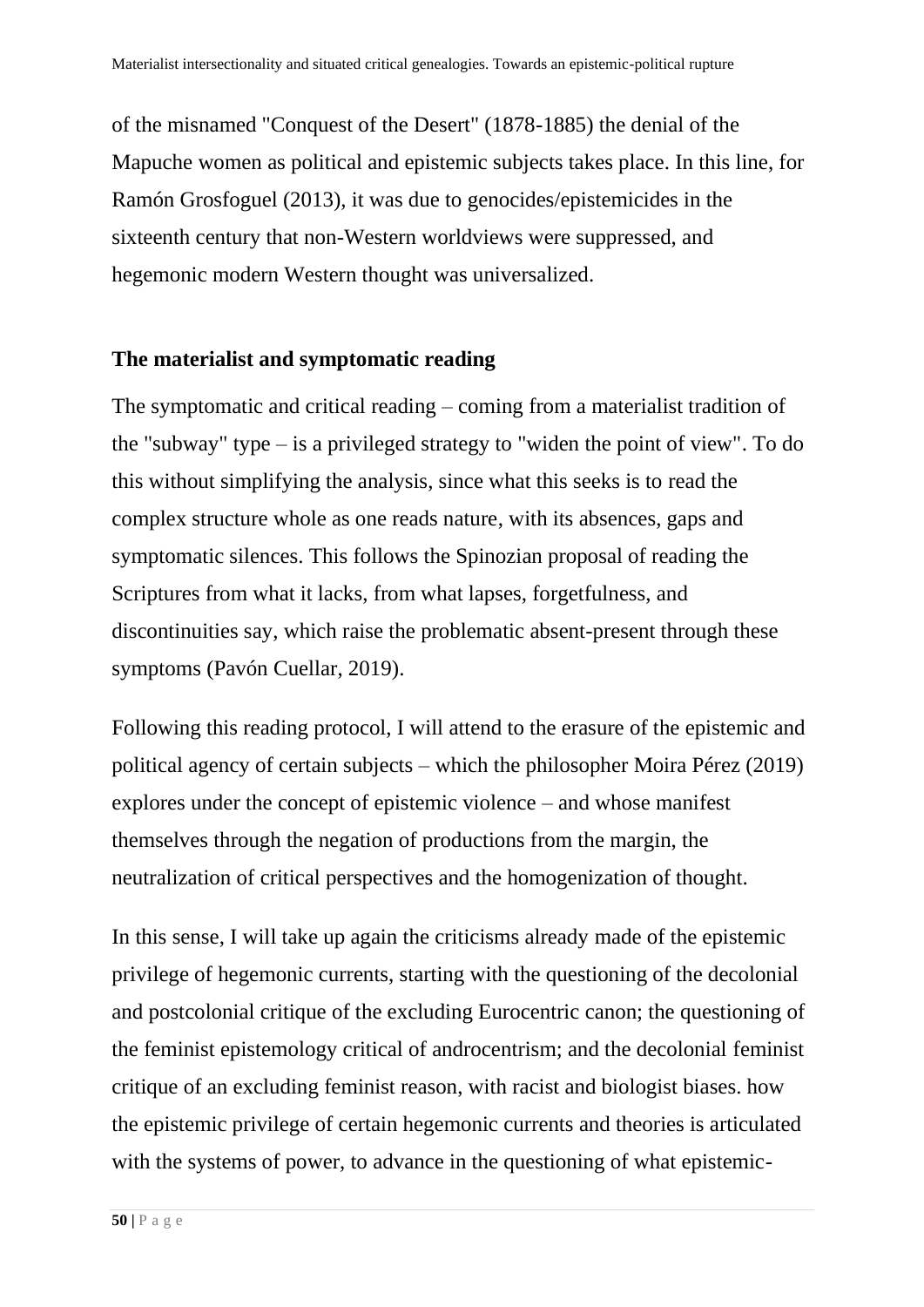of the misnamed "Conquest of the Desert" (1878-1885) the denial of the Mapuche women as political and epistemic subjects takes place. In this line, for Ramón Grosfoguel (2013), it was due to genocides/epistemicides in the sixteenth century that non-Western worldviews were suppressed, and hegemonic modern Western thought was universalized.

## The materialist and symptomatic reading

The symptomatic and critical reading – coming from a materialist tradition of the "subway" type – is a privileged strategy to "widen the point of view". To do this without simplifying the analysis, since what this seeks is to read the complex structure whole as one reads nature, with its absences, gaps and symptomatic silences. This follows the Spinozian proposal of reading the Scriptures from what it lacks, from what lapses, forgetfulness, and discontinuities say, which raise the problematic absent-present through these symptoms (Pavón Cuellar, 2019).

Following this reading protocol, I will attend to the erasure of the epistemic and political agency of certain subjects – which the philosopher Moira Pérez (2019) explores under the concept of epistemic violence – and whose manifest themselves through the negation of productions from the margin, the neutralization of critical perspectives and the homogenization of thought.

In this sense, I will take up again the criticisms already made of the epistemic privilege of hegemonic currents, starting with the questioning of the decolonial and postcolonial critique of the excluding Eurocentric canon; the questioning of the feminist epistemology critical of androcentrism; and the decolonial feminist critique of an excluding feminist reason, with racist and biologist biases. how the epistemic privilege of certain hegemonic currents and theories is articulated with the systems of power, to advance in the questioning of what epistemic-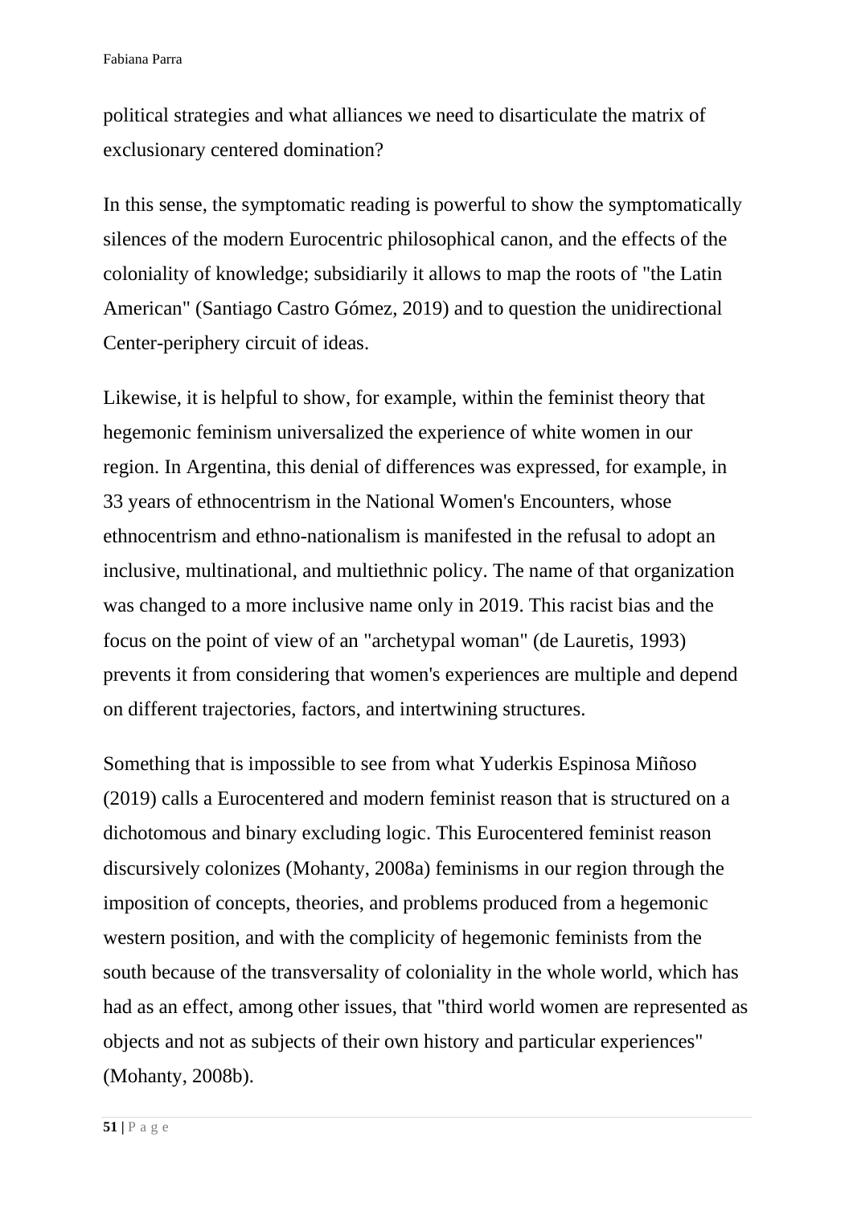political strategies and what alliances we need to disarticulate the matrix of exclusionary centered domination?

In this sense, the symptomatic reading is powerful to show the symptomatically silences of the modern Eurocentric philosophical canon, and the effects of the coloniality of knowledge; subsidiarily it allows to map the roots of "the Latin American" (Santiago Castro Gómez, 2019) and to question the unidirectional Center-periphery circuit of ideas.

Likewise, it is helpful to show, for example, within the feminist theory that hegemonic feminism universalized the experience of white women in our region. In Argentina, this denial of differences was expressed, for example, in 33 years of ethnocentrism in the National Women's Encounters, whose ethnocentrism and ethno-nationalism is manifested in the refusal to adopt an inclusive, multinational, and multiethnic policy. The name of that organization was changed to a more inclusive name only in 2019. This racist bias and the focus on the point of view of an "archetypal woman" (de Lauretis, 1993) prevents it from considering that women's experiences are multiple and depend on different trajectories, factors, and intertwining structures.

Something that is impossible to see from what Yuderkis Espinosa Miñoso (2019) calls a Eurocentered and modern feminist reason that is structured on a dichotomous and binary excluding logic. This Eurocentered feminist reason discursively colonizes (Mohanty, 2008a) feminisms in our region through the imposition of concepts, theories, and problems produced from a hegemonic western position, and with the complicity of hegemonic feminists from the south because of the transversality of coloniality in the whole world, which has had as an effect, among other issues, that "third world women are represented as objects and not as subjects of their own history and particular experiences" (Mohanty, 2008b).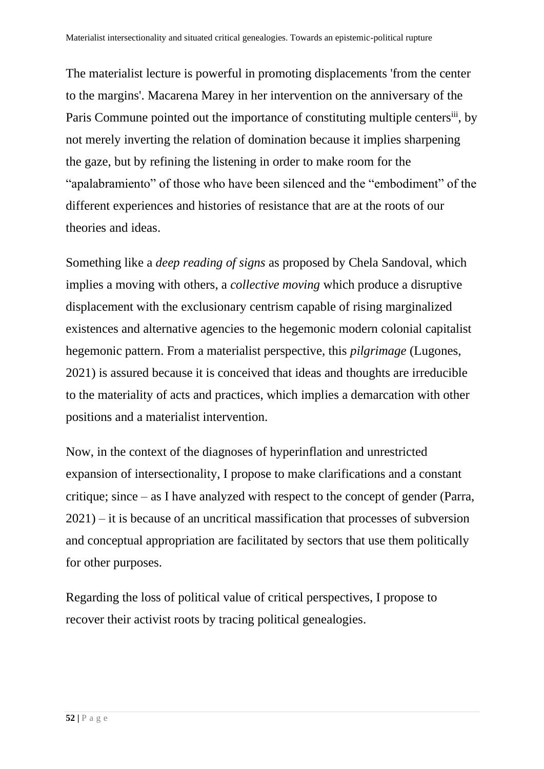The materialist lecture is powerful in promoting displacements 'from the center to the margins'. Macarena Marey in her intervention on the anniversary of the Paris Commune pointed out the importance of constituting multiple centers[iii], by not merely inverting the relation of domination because it implies sharpening the gaze, but by refining the listening in order to make room for the “apalabramiento” of those who have been silenced and the “embodiment” of the different experiences and histories of resistance that are at the roots of our theories and ideas.

Something like a *deep reading of signs* as proposed by Chela Sandoval, which implies a moving with others, a *collective moving* which produce a disruptive displacement with the exclusionary centrism capable of rising marginalized existences and alternative agencies to the hegemonic modern colonial capitalist hegemonic pattern. From a materialist perspective, this *pilgrimage* (Lugones, 2021) is assured because it is conceived that ideas and thoughts are irreducible to the materiality of acts and practices, which implies a demarcation with other positions and a materialist intervention.

Now, in the context of the diagnoses of hyperinflation and unrestricted expansion of intersectionality, I propose to make clarifications and a constant critique; since – as I have analyzed with respect to the concept of gender (Parra, 2021) – it is because of an uncritical massification that processes of subversion and conceptual appropriation are facilitated by sectors that use them politically for other purposes.

Regarding the loss of political value of critical perspectives, I propose to recover their activist roots by tracing political genealogies.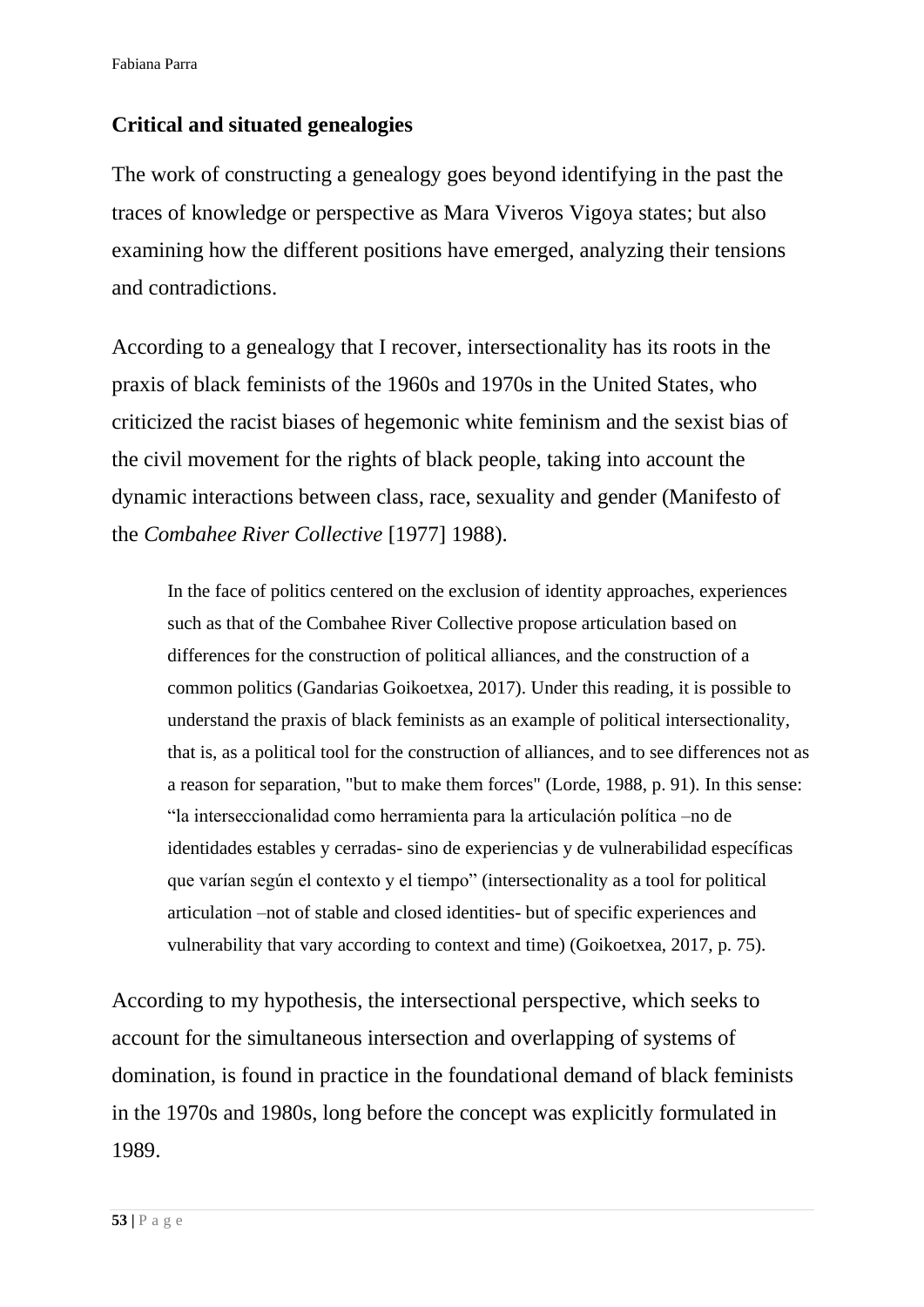## Critical and situated genealogies

The work of constructing a genealogy goes beyond identifying in the past the traces of knowledge or perspective as Mara Viveros Vigoya states; but also examining how the different positions have emerged, analyzing their tensions and contradictions.

According to a genealogy that I recover, intersectionality has its roots in the praxis of black feminists of the 1960s and 1970s in the United States, who criticized the racist biases of hegemonic white feminism and the sexist bias of the civil movement for the rights of black people, taking into account the dynamic interactions between class, race, sexuality and gender (Manifesto of the *Combahee River Collective* [1977] 1988).

> In the face of politics centered on the exclusion of identity approaches, experiences such as that of the Combahee River Collective propose articulation based on differences for the construction of political alliances, and the construction of a common politics (Gandarias Goikoetxea, 2017). Under this reading, it is possible to understand the praxis of black feminists as an example of political intersectionality, that is, as a political tool for the construction of alliances, and to see differences not as a reason for separation, "but to make them forces" (Lorde, 1988, p. 91). In this sense: "la interseccionalidad como herramienta para la articulación política –no de identidades estables y cerradas- sino de experiencias y de vulnerabilidad específicas que varían según el contexto y el tiempo" (intersectionality as a tool for political articulation –not of stable and closed identities- but of specific experiences and vulnerability that vary according to context and time) (Goikoetxea, 2017, p. 75).

According to my hypothesis, the intersectional perspective, which seeks to account for the simultaneous intersection and overlapping of systems of domination, is found in practice in the foundational demand of black feminists in the 1970s and 1980s, long before the concept was explicitly formulated in 1989.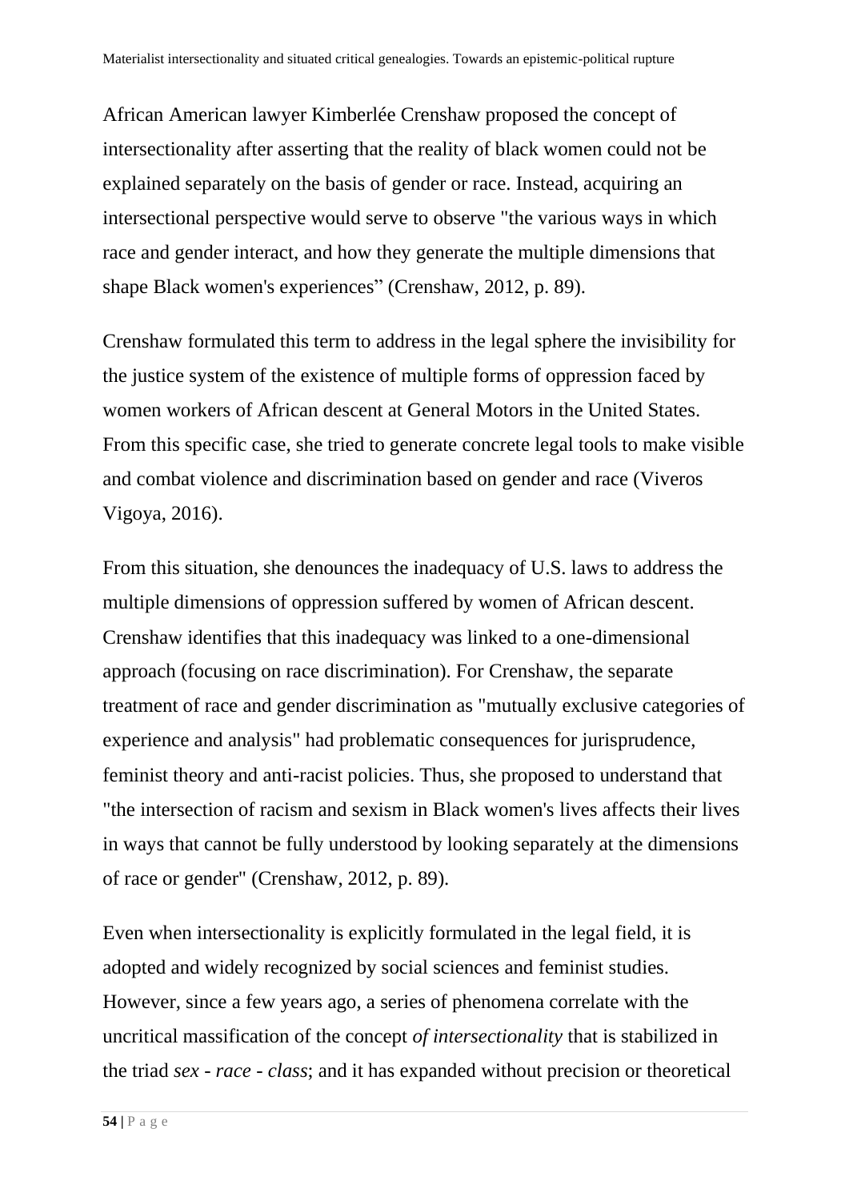African American lawyer Kimberlée Crenshaw proposed the concept of intersectionality after asserting that the reality of black women could not be explained separately on the basis of gender or race. Instead, acquiring an intersectional perspective would serve to observe "the various ways in which race and gender interact, and how they generate the multiple dimensions that shape Black women's experiences" (Crenshaw, 2012, p. 89).

Crenshaw formulated this term to address in the legal sphere the invisibility for the justice system of the existence of multiple forms of oppression faced by women workers of African descent at General Motors in the United States. From this specific case, she tried to generate concrete legal tools to make visible and combat violence and discrimination based on gender and race (Viveros Vigoya, 2016).

From this situation, she denounces the inadequacy of U.S. laws to address the multiple dimensions of oppression suffered by women of African descent. Crenshaw identifies that this inadequacy was linked to a one-dimensional approach (focusing on race discrimination). For Crenshaw, the separate treatment of race and gender discrimination as "mutually exclusive categories of experience and analysis" had problematic consequences for jurisprudence, feminist theory and anti-racist policies. Thus, she proposed to understand that "the intersection of racism and sexism in Black women's lives affects their lives in ways that cannot be fully understood by looking separately at the dimensions of race or gender" (Crenshaw, 2012, p. 89).

Even when intersectionality is explicitly formulated in the legal field, it is adopted and widely recognized by social sciences and feminist studies. However, since a few years ago, a series of phenomena correlate with the uncritical massification of the concept *of intersectionality* that is stabilized in the triad *sex - race - class*; and it has expanded without precision or theoretical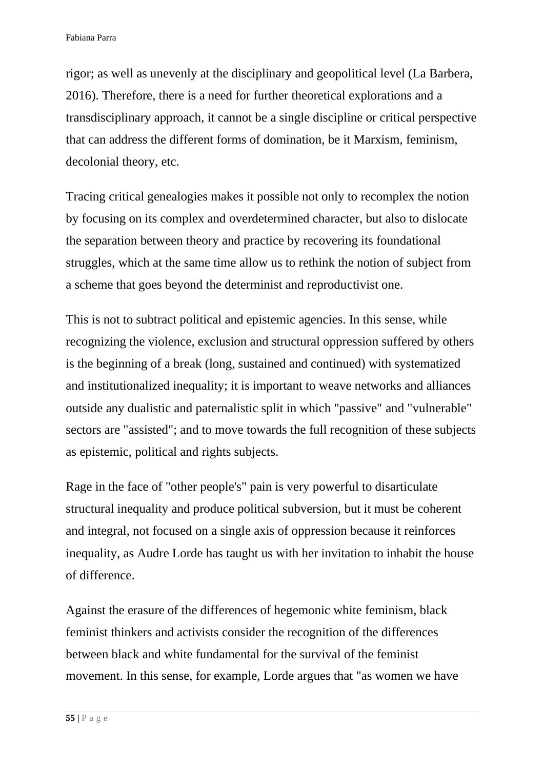rigor; as well as unevenly at the disciplinary and geopolitical level (La Barbera, 2016). Therefore, there is a need for further theoretical explorations and a transdisciplinary approach, it cannot be a single discipline or critical perspective that can address the different forms of domination, be it Marxism, feminism, decolonial theory, etc.

Tracing critical genealogies makes it possible not only to recomplex the notion by focusing on its complex and overdetermined character, but also to dislocate the separation between theory and practice by recovering its foundational struggles, which at the same time allow us to rethink the notion of subject from a scheme that goes beyond the determinist and reproductivist one.

This is not to subtract political and epistemic agencies. In this sense, while recognizing the violence, exclusion and structural oppression suffered by others is the beginning of a break (long, sustained and continued) with systematized and institutionalized inequality; it is important to weave networks and alliances outside any dualistic and paternalistic split in which "passive" and "vulnerable" sectors are "assisted"; and to move towards the full recognition of these subjects as epistemic, political and rights subjects.

Rage in the face of "other people's" pain is very powerful to disarticulate structural inequality and produce political subversion, but it must be coherent and integral, not focused on a single axis of oppression because it reinforces inequality, as Audre Lorde has taught us with her invitation to inhabit the house of difference.

Against the erasure of the differences of hegemonic white feminism, black feminist thinkers and activists consider the recognition of the differences between black and white fundamental for the survival of the feminist movement. In this sense, for example, Lorde argues that "as women we have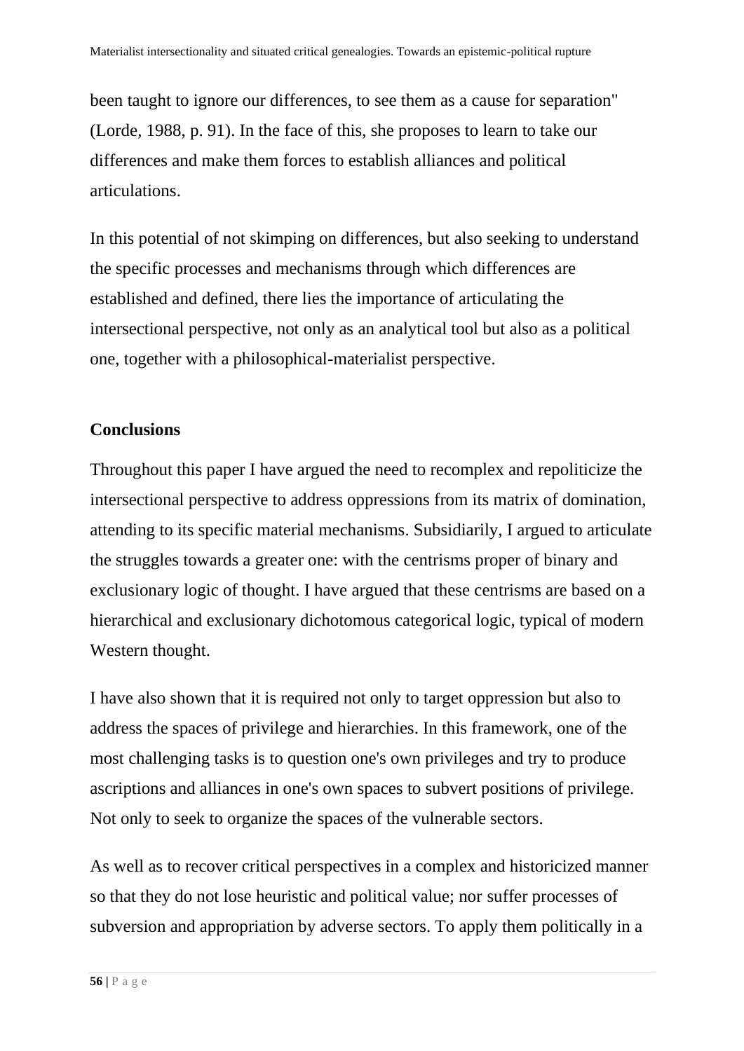been taught to ignore our differences, to see them as a cause for separation" (Lorde, 1988, p. 91). In the face of this, she proposes to learn to take our differences and make them forces to establish alliances and political articulations.

In this potential of not skimping on differences, but also seeking to understand the specific processes and mechanisms through which differences are established and defined, there lies the importance of articulating the intersectional perspective, not only as an analytical tool but also as a political one, together with a philosophical-materialist perspective.

## Conclusions

Throughout this paper I have argued the need to recomplex and repoliticize the intersectional perspective to address oppressions from its matrix of domination, attending to its specific material mechanisms. Subsidiarily, I argued to articulate the struggles towards a greater one: with the centrisms proper of binary and exclusionary logic of thought. I have argued that these centrisms are based on a hierarchical and exclusionary dichotomous categorical logic, typical of modern Western thought.

I have also shown that it is required not only to target oppression but also to address the spaces of privilege and hierarchies. In this framework, one of the most challenging tasks is to question one's own privileges and try to produce ascriptions and alliances in one's own spaces to subvert positions of privilege. Not only to seek to organize the spaces of the vulnerable sectors.

As well as to recover critical perspectives in a complex and historicized manner so that they do not lose heuristic and political value; nor suffer processes of subversion and appropriation by adverse sectors. To apply them politically in a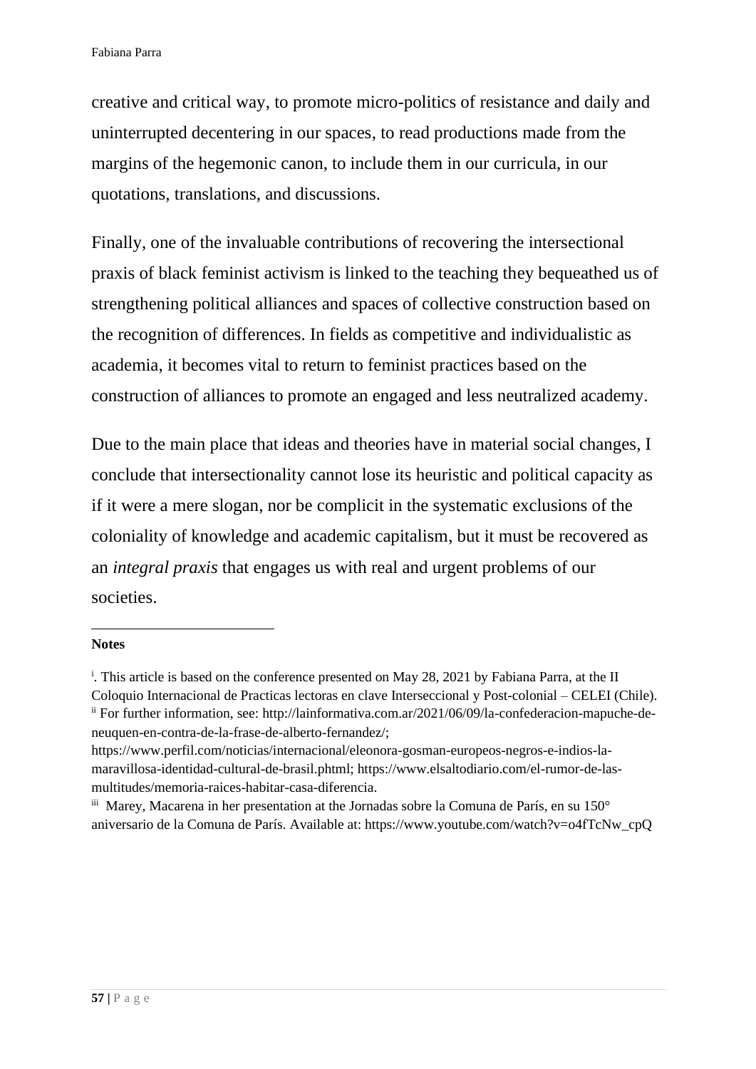creative and critical way, to promote micro-politics of resistance and daily and uninterrupted decentering in our spaces, to read productions made from the margins of the hegemonic canon, to include them in our curricula, in our quotations, translations, and discussions.

Finally, one of the invaluable contributions of recovering the intersectional praxis of black feminist activism is linked to the teaching they bequeathed us of strengthening political alliances and spaces of collective construction based on the recognition of differences. In fields as competitive and individualistic as academia, it becomes vital to return to feminist practices based on the construction of alliances to promote an engaged and less neutralized academy.

Due to the main place that ideas and theories have in material social changes, I conclude that intersectionality cannot lose its heuristic and political capacity as if it were a mere slogan, nor be complicit in the systematic exclusions of the coloniality of knowledge and academic capitalism, but it must be recovered as an *integral praxis* that engages us with real and urgent problems of our societies.

**Notes**

[i]. This article is based on the conference presented on May 28, 2021 by Fabiana Parra, at the II Coloquio Internacional de Practicas lectoras en clave Interseccional y Post-colonial – CELEI (Chile).

[ii] For further information, see: http://lainformativa.com.ar/2021/06/09/la-confederacion-mapuche-de-neuquen-en-contra-de-la-frase-de-alberto-fernandez/; https://www.perfil.com/noticias/internacional/eleonora-gosman-europeos-negros-e-indios-la-maravillosa-identidad-cultural-de-brasil.phtml; https://www.elsaltodiario.com/el-rumor-de-las-multitudes/memoria-raices-habitar-casa-diferencia.

[iii] Marey, Macarena in her presentation at the Jornadas sobre la Comuna de París, en su 150° aniversario de la Comuna de París. Available at: https://www.youtube.com/watch?v=o4fTcNw_cpQ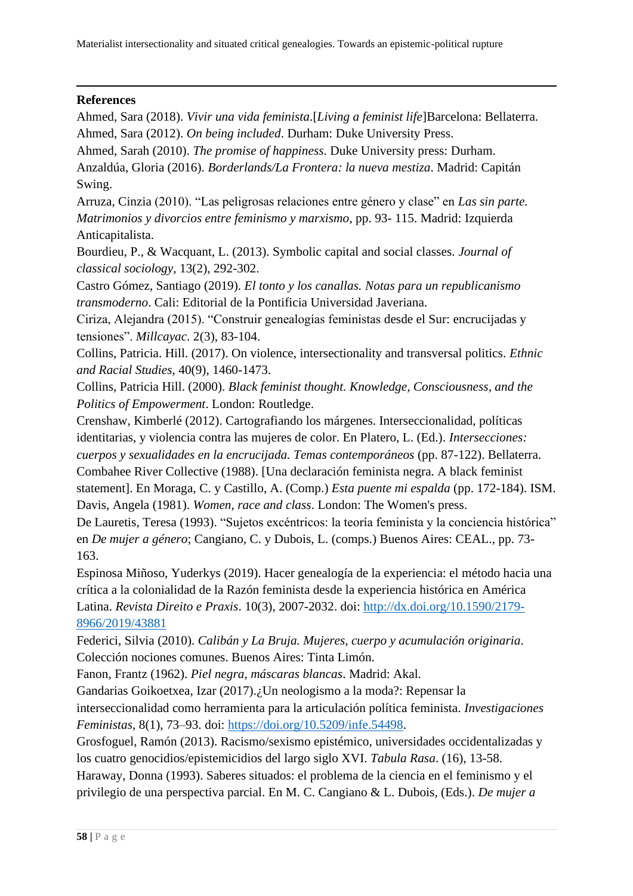## References

Ahmed, Sara (2018). *Vivir una vida feminista*.[*Living a feminist life*]Barcelona: Bellaterra.

Ahmed, Sara (2012). *On being included*. Durham: Duke University Press.

Ahmed, Sarah (2010). *The promise of happiness*. Duke University press: Durham.

Anzaldúa, Gloria (2016). *Borderlands/La Frontera: la nueva mestiza*. Madrid: Capitán Swing.

Arruza, Cinzia (2010). "Las peligrosas relaciones entre género y clase" en *Las sin parte. Matrimonios y divorcios entre feminismo y marxismo*, pp. 93- 115. Madrid: Izquierda Anticapitalista.

Bourdieu, P., & Wacquant, L. (2013). Symbolic capital and social classes. *Journal of classical sociology*, 13(2), 292-302.

Castro Gómez, Santiago (2019). *El tonto y los canallas. Notas para un republicanismo transmoderno*. Cali: Editorial de la Pontificia Universidad Javeriana.

Ciriza, Alejandra (2015). "Construir genealogías feministas desde el Sur: encrucijadas y tensiones". *Millcayac*. 2(3), 83-104.

Collins, Patricia. Hill. (2017). On violence, intersectionality and transversal politics. *Ethnic and Racial Studies*, 40(9), 1460-1473.

Collins, Patricia Hill. (2000). *Black feminist thought. Knowledge, Consciousness, and the Politics of Empowerment*. London: Routledge.

Crenshaw, Kimberlé (2012). Cartografiando los márgenes. Interseccionalidad, políticas identitarias, y violencia contra las mujeres de color. En Platero, L. (Ed.). *Intersecciones: cuerpos y sexualidades en la encrucijada. Temas contemporáneos* (pp. 87-122). Bellaterra.

Combahee River Collective (1988). [Una declaración feminista negra. A black feminist statement]. En Moraga, C. y Castillo, A. (Comp.) *Esta puente mi espalda* (pp. 172-184). ISM.

Davis, Angela (1981). *Women, race and class*. London: The Women's press.

De Lauretis, Teresa (1993). "Sujetos excéntricos: la teoría feminista y la conciencia histórica" en *De mujer a género*; Cangiano, C. y Dubois, L. (comps.) Buenos Aires: CEAL., pp. 73-163.

Espinosa Miñoso, Yuderkys (2019). Hacer genealogía de la experiencia: el método hacia una crítica a la colonialidad de la Razón feminista desde la experiencia histórica en América Latina. *Revista Direito e Praxis*. 10(3), 2007-2032. doi: http://dx.doi.org/10.1590/2179-8966/2019/43881

Federici, Silvia (2010). *Calibán y La Bruja. Mujeres, cuerpo y acumulación originaria*. Colección nociones comunes. Buenos Aires: Tinta Limón.

Fanon, Frantz (1962). *Piel negra, máscaras blancas*. Madrid: Akal.

Gandarias Goikoetxea, Izar (2017).¿Un neologismo a la moda?: Repensar la interseccionalidad como herramienta para la articulación política feminista. *Investigaciones Feministas*, 8(1), 73–93. doi: https://doi.org/10.5209/infe.54498.

Grosfoguel, Ramón (2013). Racismo/sexismo epistémico, universidades occidentalizadas y los cuatro genocidios/epistemicidios del largo siglo XVI. *Tabula Rasa*. (16), 13-58.

Haraway, Donna (1993). Saberes situados: el problema de la ciencia en el feminismo y el privilegio de una perspectiva parcial. En M. C. Cangiano & L. Dubois, (Eds.). *De mujer a*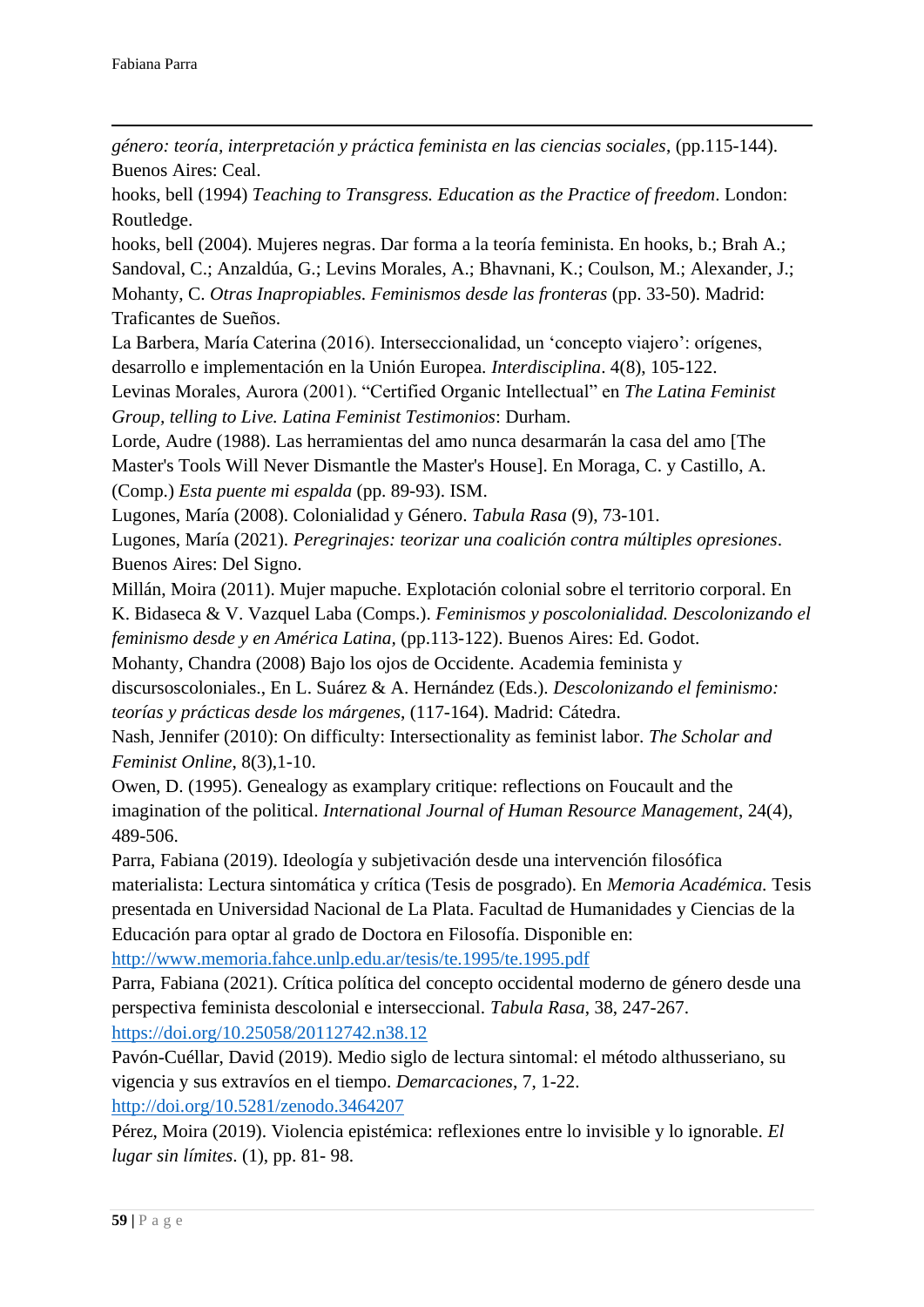*género: teoría, interpretación y práctica feminista en las ciencias sociales*, (pp.115-144). Buenos Aires: Ceal.

hooks, bell (1994) *Teaching to Transgress. Education as the Practice of freedom*. London: Routledge.

hooks, bell (2004). Mujeres negras. Dar forma a la teoría feminista. En hooks, b.; Brah A.; Sandoval, C.; Anzaldúa, G.; Levins Morales, A.; Bhavnani, K.; Coulson, M.; Alexander, J.; Mohanty, C. *Otras Inapropiables. Feminismos desde las fronteras* (pp. 33-50). Madrid: Traficantes de Sueños.

La Barbera, María Caterina (2016). Interseccionalidad, un 'concepto viajero': orígenes, desarrollo e implementación en la Unión Europea. *Interdisciplina*. 4(8), 105-122.

Levinas Morales, Aurora (2001). "Certified Organic Intellectual" en *The Latina Feminist Group, telling to Live. Latina Feminist Testimonios*: Durham.

Lorde, Audre (1988). Las herramientas del amo nunca desarmarán la casa del amo [The Master's Tools Will Never Dismantle the Master's House]. En Moraga, C. y Castillo, A. (Comp.) *Esta puente mi espalda* (pp. 89-93). ISM.

Lugones, María (2008). Colonialidad y Género. *Tabula Rasa* (9), 73-101.

Lugones, María (2021). *Peregrinajes: teorizar una coalición contra múltiples opresiones*. Buenos Aires: Del Signo.

Millán, Moira (2011). Mujer mapuche. Explotación colonial sobre el territorio corporal. En K. Bidaseca & V. Vazquel Laba (Comps.). *Feminismos y poscolonialidad. Descolonizando el feminismo desde y en América Latina*, (pp.113-122). Buenos Aires: Ed. Godot.

Mohanty, Chandra (2008) Bajo los ojos de Occidente. Academia feminista y discursoscoloniales., En L. Suárez & A. Hernández (Eds.). *Descolonizando el feminismo: teorías y prácticas desde los márgenes*, (117-164). Madrid: Cátedra.

Nash, Jennifer (2010): On difficulty: Intersectionality as feminist labor. *The Scholar and Feminist Online*, 8(3),1-10.

Owen, D. (1995). Genealogy as examplary critique: reflections on Foucault and the imagination of the political. *International Journal of Human Resource Management*, 24(4), 489-506.

Parra, Fabiana (2019). Ideología y subjetivación desde una intervención filosófica materialista: Lectura sintomática y crítica (Tesis de posgrado). En *Memoria Académica.* Tesis presentada en Universidad Nacional de La Plata. Facultad de Humanidades y Ciencias de la Educación para optar al grado de Doctora en Filosofía. Disponible en: http://www.memoria.fahce.unlp.edu.ar/tesis/te.1995/te.1995.pdf

Parra, Fabiana (2021). Crítica política del concepto occidental moderno de género desde una perspectiva feminista descolonial e interseccional. *Tabula Rasa*, 38, 247-267. https://doi.org/10.25058/20112742.n38.12

Pavón-Cuéllar, David (2019). Medio siglo de lectura sintomal: el método althusseriano, su vigencia y sus extravíos en el tiempo. *Demarcaciones*, 7, 1-22. http://doi.org/10.5281/zenodo.3464207

Pérez, Moira (2019). Violencia epistémica: reflexiones entre lo invisible y lo ignorable. *El lugar sin límites*. (1), pp. 81- 98.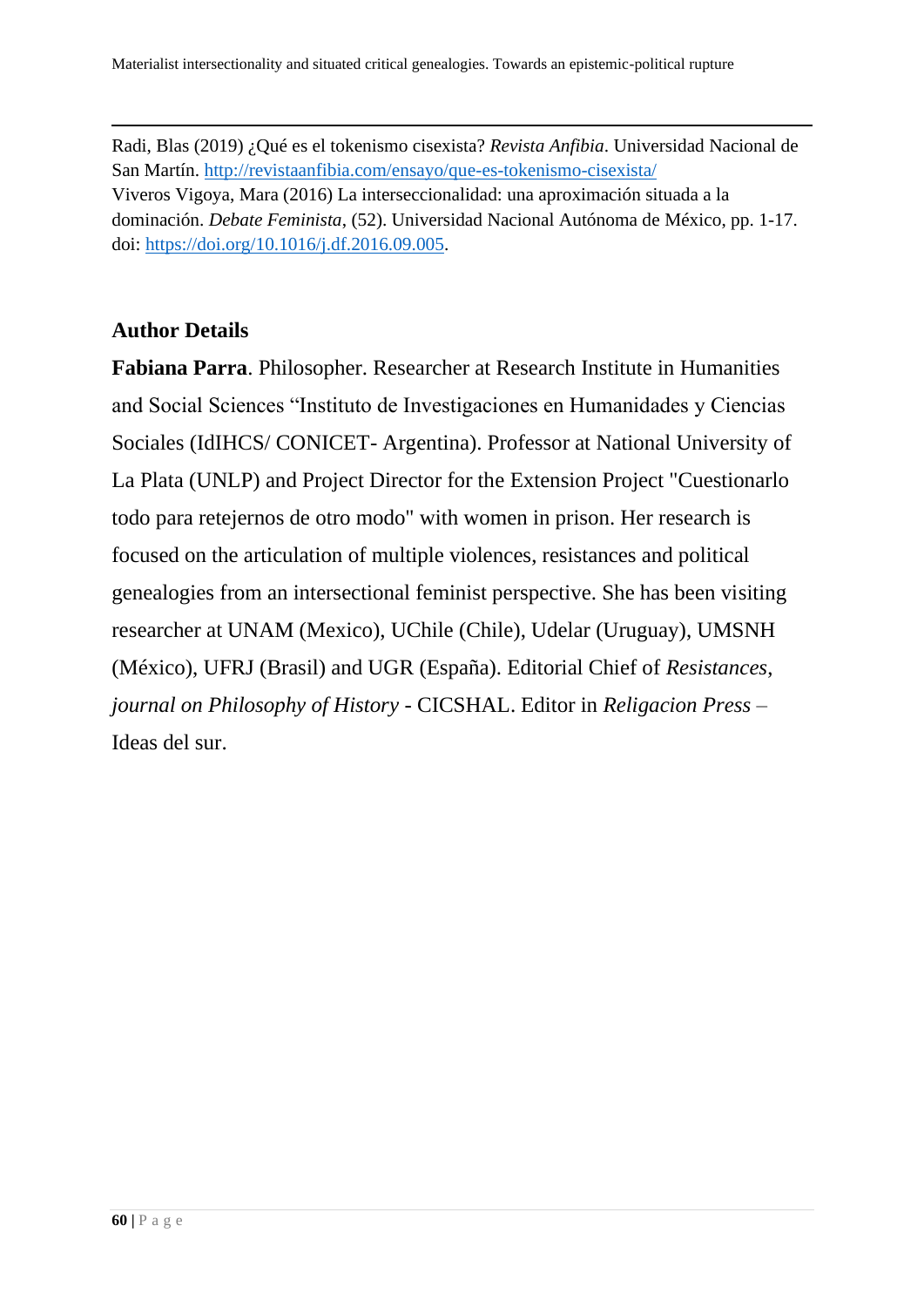Radi, Blas (2019) ¿Qué es el tokenismo cisexista? *Revista Anfibia*. Universidad Nacional de San Martín. http://revistaanfibia.com/ensayo/que-es-tokenismo-cisexista/

Viveros Vigoya, Mara (2016) La interseccionalidad: una aproximación situada a la dominación. *Debate Feminista*, (52). Universidad Nacional Autónoma de México, pp. 1-17. doi: https://doi.org/10.1016/j.df.2016.09.005.

## Author Details

**Fabiana Parra**. Philosopher. Researcher at Research Institute in Humanities and Social Sciences "Instituto de Investigaciones en Humanidades y Ciencias Sociales (IdIHCS/ CONICET- Argentina). Professor at National University of La Plata (UNLP) and Project Director for the Extension Project "Cuestionarlo todo para retejernos de otro modo" with women in prison. Her research is focused on the articulation of multiple violences, resistances and political genealogies from an intersectional feminist perspective. She has been visiting researcher at UNAM (Mexico), UChile (Chile), Udelar (Uruguay), UMSNH (México), UFRJ (Brasil) and UGR (España). Editorial Chief of *Resistances, journal on Philosophy of History* - CICSHAL. Editor in *Religacion Press* – Ideas del sur.